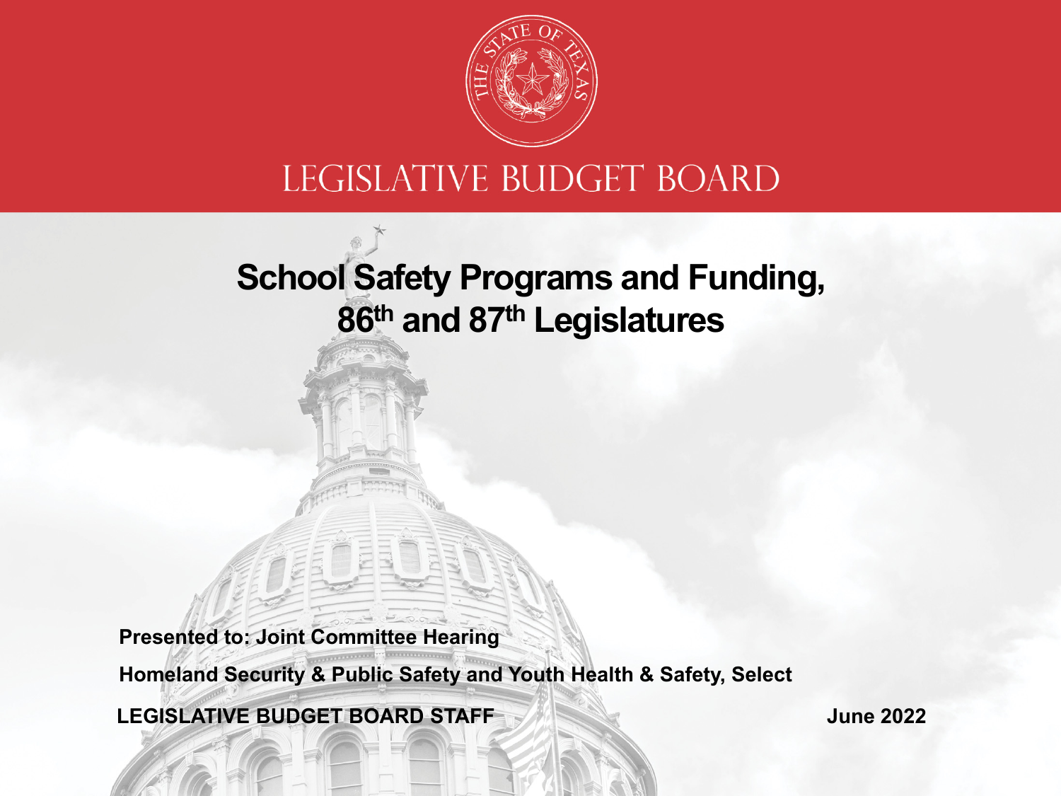LEGISLATIVE BUDGET BOARD

# School Safety Programs and Funding, 86th and 87th Legislatures

**Presented to: Joint Committee Hearing**

**Homeland Security & Public Safety and Youth Health & Safety, Select**

**LEGISLATIVE BUDGET BOARD STAFF**

**June 2022**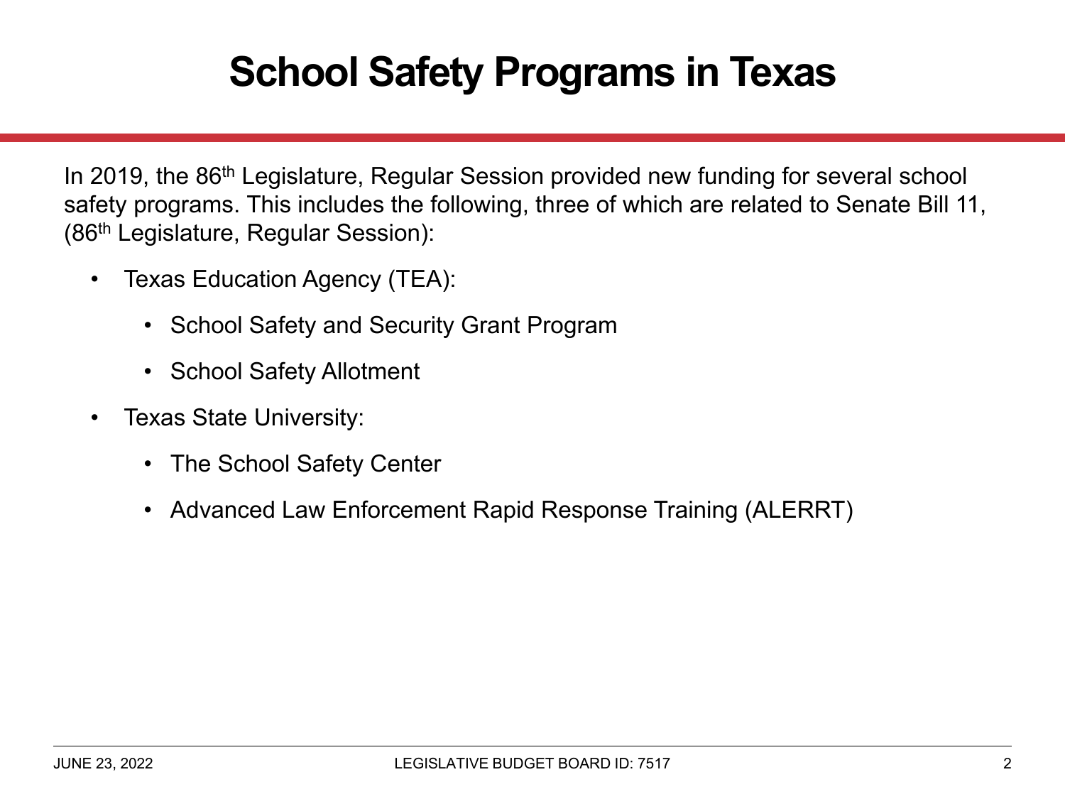# School Safety Programs in Texas

In 2019, the 86th Legislature, Regular Session provided new funding for several school safety programs. This includes the following, three of which are related to Senate Bill 11, (86th Legislature, Regular Session):

- Texas Education Agency (TEA):
  - School Safety and Security Grant Program
  - School Safety Allotment
- Texas State University:
  - The School Safety Center
  - Advanced Law Enforcement Rapid Response Training (ALERRT)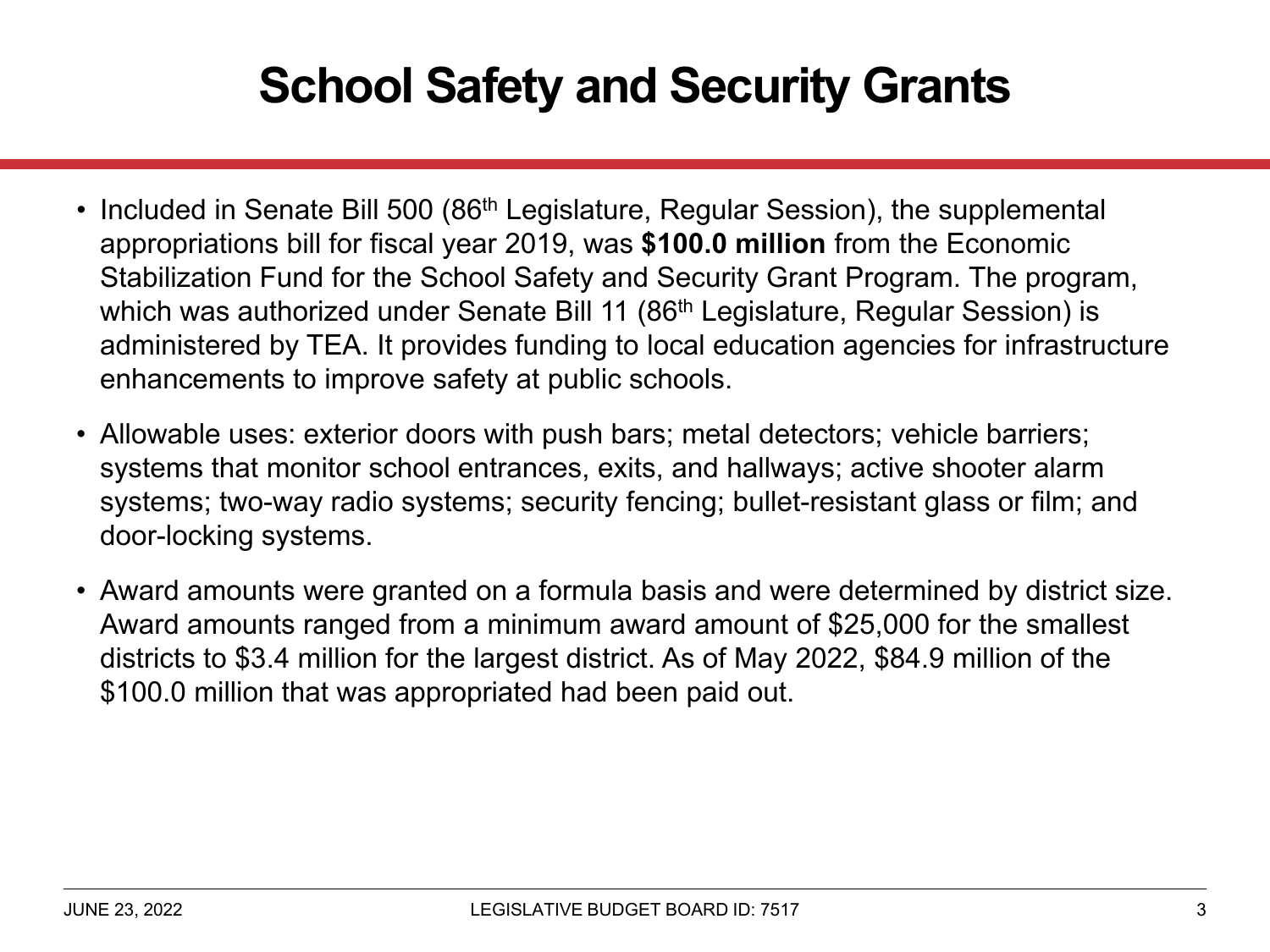# School Safety and Security Grants

- Included in Senate Bill 500 (86th Legislature, Regular Session), the supplemental appropriations bill for fiscal year 2019, was **$100.0 million** from the Economic Stabilization Fund for the School Safety and Security Grant Program. The program, which was authorized under Senate Bill 11 (86th Legislature, Regular Session) is administered by TEA. It provides funding to local education agencies for infrastructure enhancements to improve safety at public schools.
- Allowable uses: exterior doors with push bars; metal detectors; vehicle barriers; systems that monitor school entrances, exits, and hallways; active shooter alarm systems; two-way radio systems; security fencing; bullet-resistant glass or film; and door-locking systems.
- Award amounts were granted on a formula basis and were determined by district size. Award amounts ranged from a minimum award amount of $25,000 for the smallest districts to $3.4 million for the largest district. As of May 2022, $84.9 million of the $100.0 million that was appropriated had been paid out.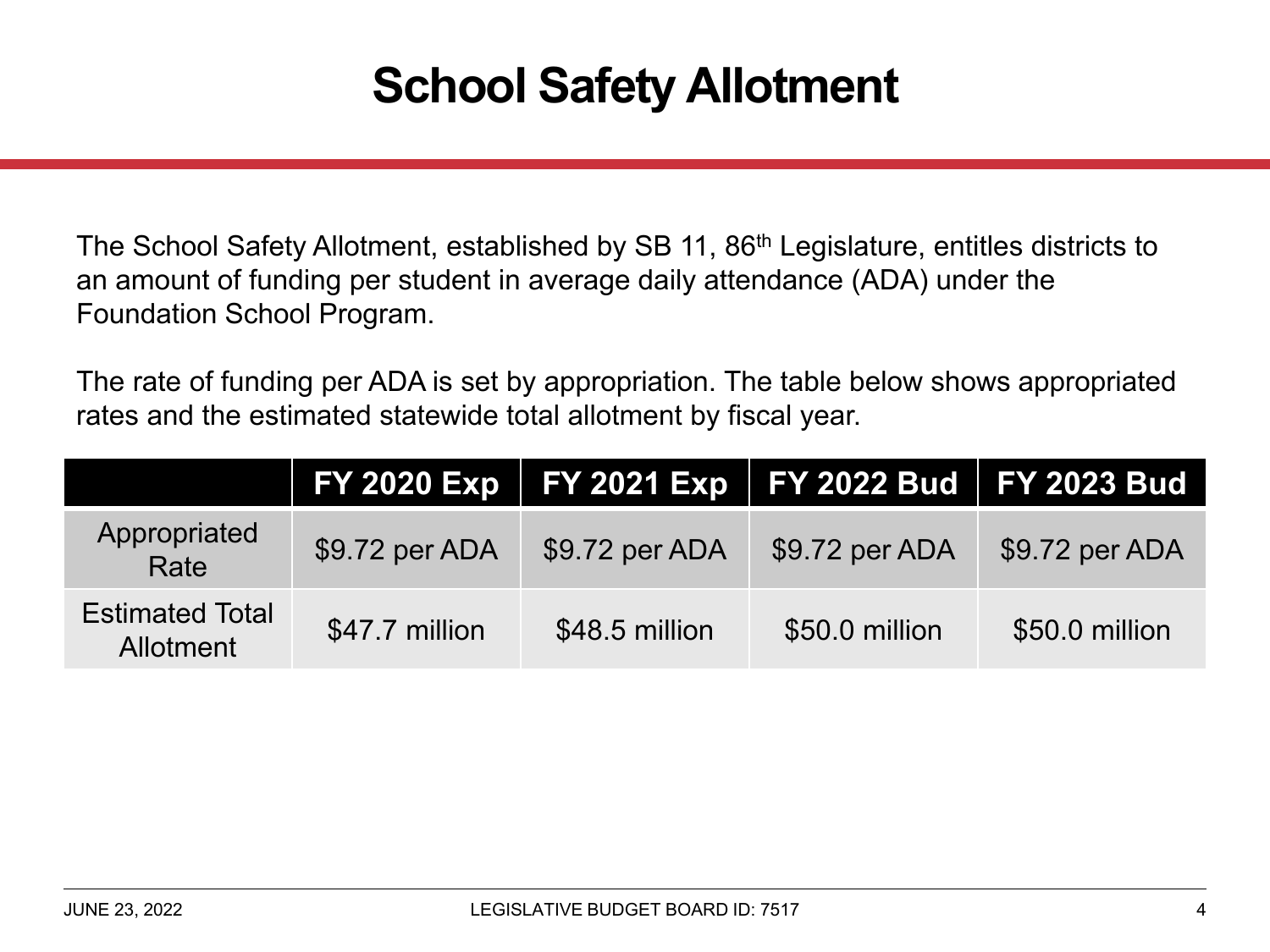# School Safety Allotment

The School Safety Allotment, established by SB 11, 86th Legislature, entitles districts to an amount of funding per student in average daily attendance (ADA) under the Foundation School Program.

The rate of funding per ADA is set by appropriation. The table below shows appropriated rates and the estimated statewide total allotment by fiscal year.

| | FY 2020 Exp | FY 2021 Exp | FY 2022 Bud | FY 2023 Bud |
|---|---|---|---|---|
| Appropriated Rate | $9.72 per ADA | $9.72 per ADA | $9.72 per ADA | $9.72 per ADA |
| Estimated Total Allotment | $47.7 million | $48.5 million | $50.0 million | $50.0 million |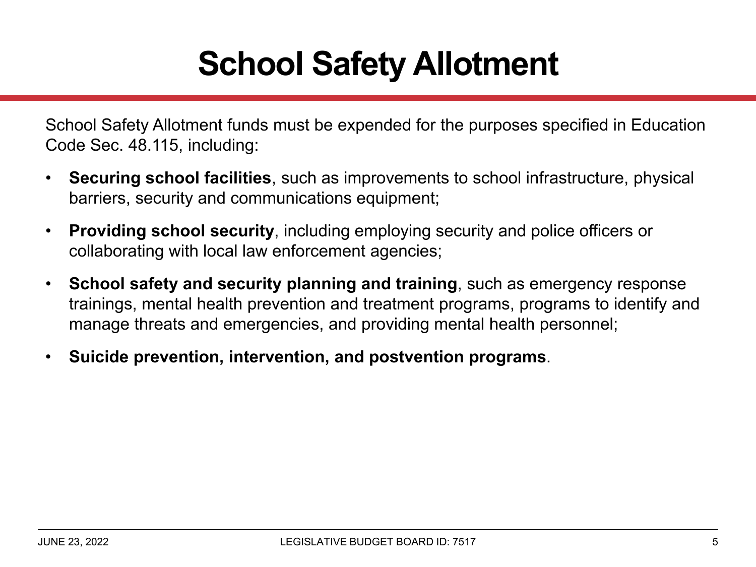# School Safety Allotment

School Safety Allotment funds must be expended for the purposes specified in Education Code Sec. 48.115, including:

- **Securing school facilities**, such as improvements to school infrastructure, physical barriers, security and communications equipment;
- **Providing school security**, including employing security and police officers or collaborating with local law enforcement agencies;
- **School safety and security planning and training**, such as emergency response trainings, mental health prevention and treatment programs, programs to identify and manage threats and emergencies, and providing mental health personnel;
- **Suicide prevention, intervention, and postvention programs**.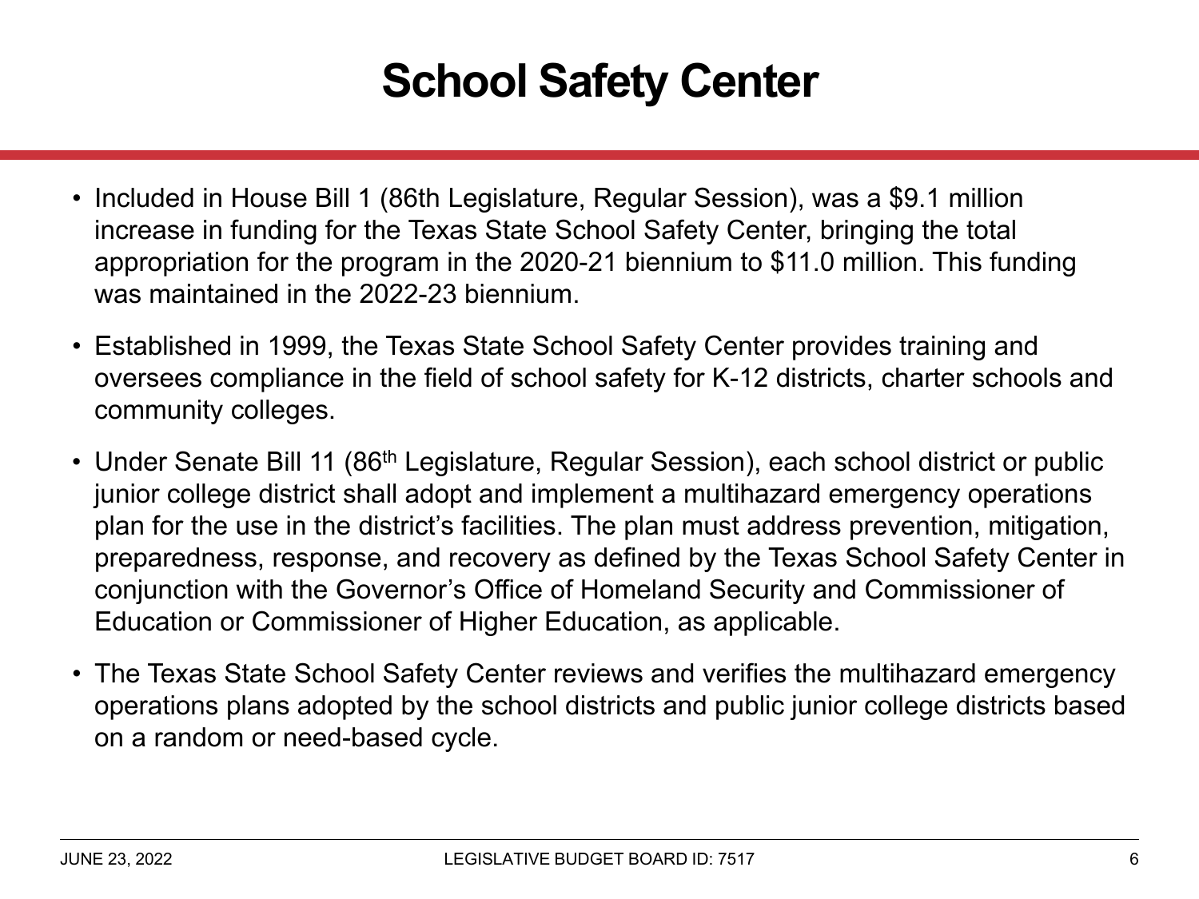# School Safety Center

- Included in House Bill 1 (86th Legislature, Regular Session), was a $9.1 million increase in funding for the Texas State School Safety Center, bringing the total appropriation for the program in the 2020-21 biennium to $11.0 million. This funding was maintained in the 2022-23 biennium.
- Established in 1999, the Texas State School Safety Center provides training and oversees compliance in the field of school safety for K-12 districts, charter schools and community colleges.
- Under Senate Bill 11 (86th Legislature, Regular Session), each school district or public junior college district shall adopt and implement a multihazard emergency operations plan for the use in the district's facilities. The plan must address prevention, mitigation, preparedness, response, and recovery as defined by the Texas School Safety Center in conjunction with the Governor's Office of Homeland Security and Commissioner of Education or Commissioner of Higher Education, as applicable.
- The Texas State School Safety Center reviews and verifies the multihazard emergency operations plans adopted by the school districts and public junior college districts based on a random or need-based cycle.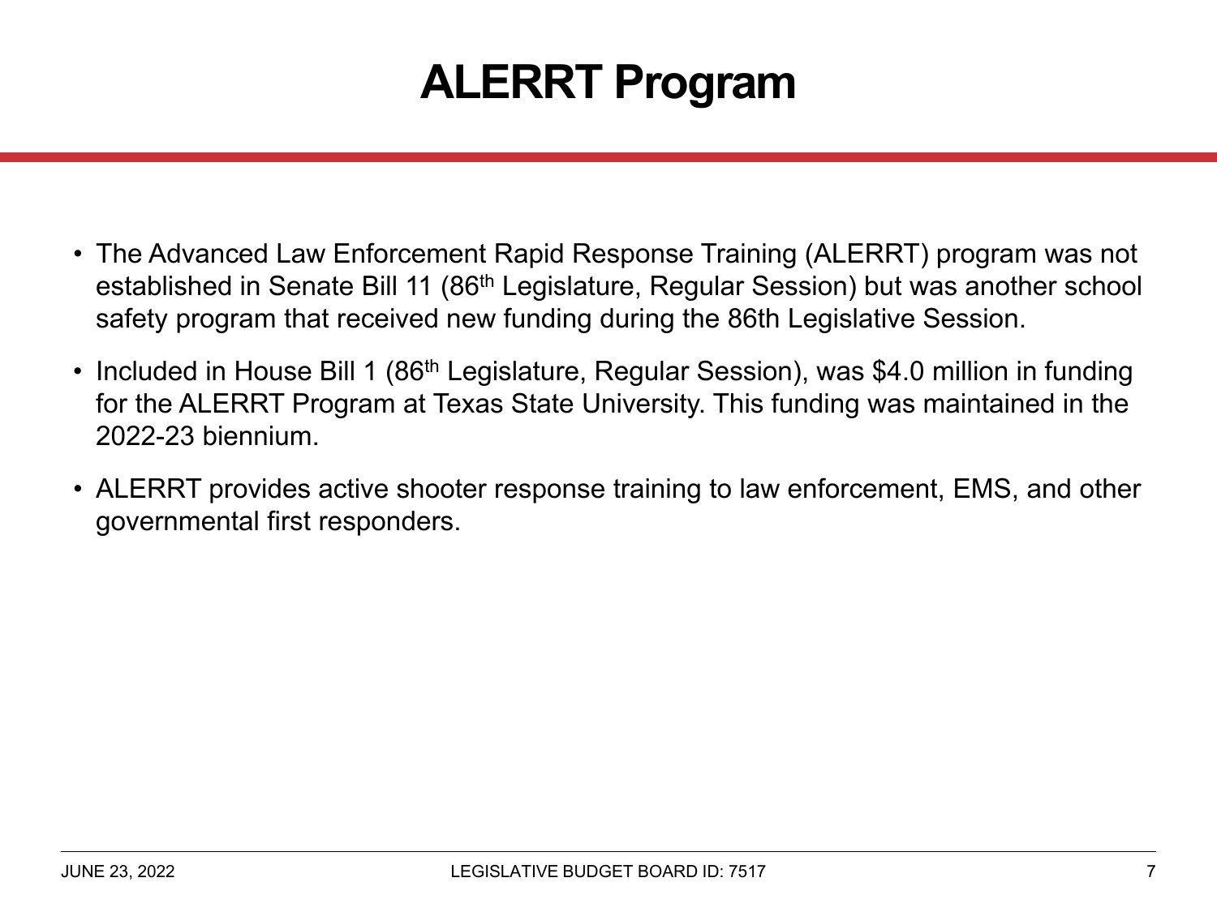# ALERRT Program

- The Advanced Law Enforcement Rapid Response Training (ALERRT) program was not established in Senate Bill 11 (86th Legislature, Regular Session) but was another school safety program that received new funding during the 86th Legislative Session.
- Included in House Bill 1 (86th Legislature, Regular Session), was $4.0 million in funding for the ALERRT Program at Texas State University. This funding was maintained in the 2022-23 biennium.
- ALERRT provides active shooter response training to law enforcement, EMS, and other governmental first responders.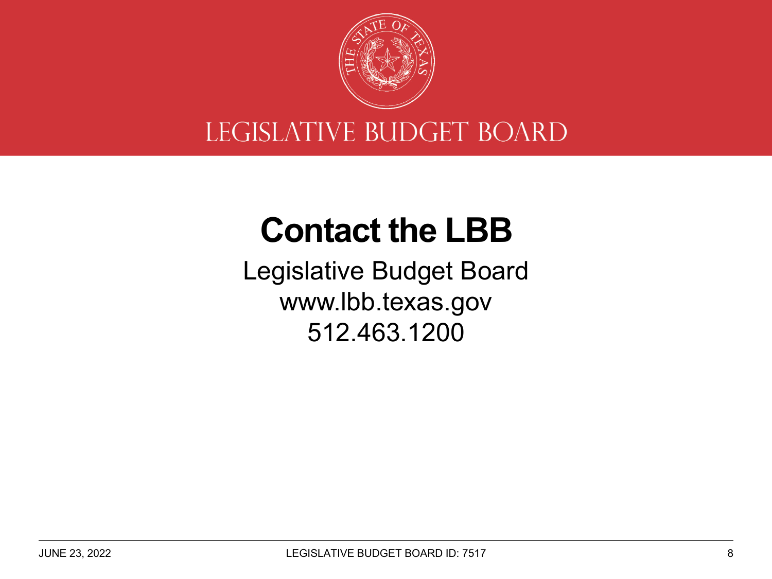LEGISLATIVE BUDGET BOARD

# Contact the LBB

Legislative Budget Board
www.lbb.texas.gov
512.463.1200